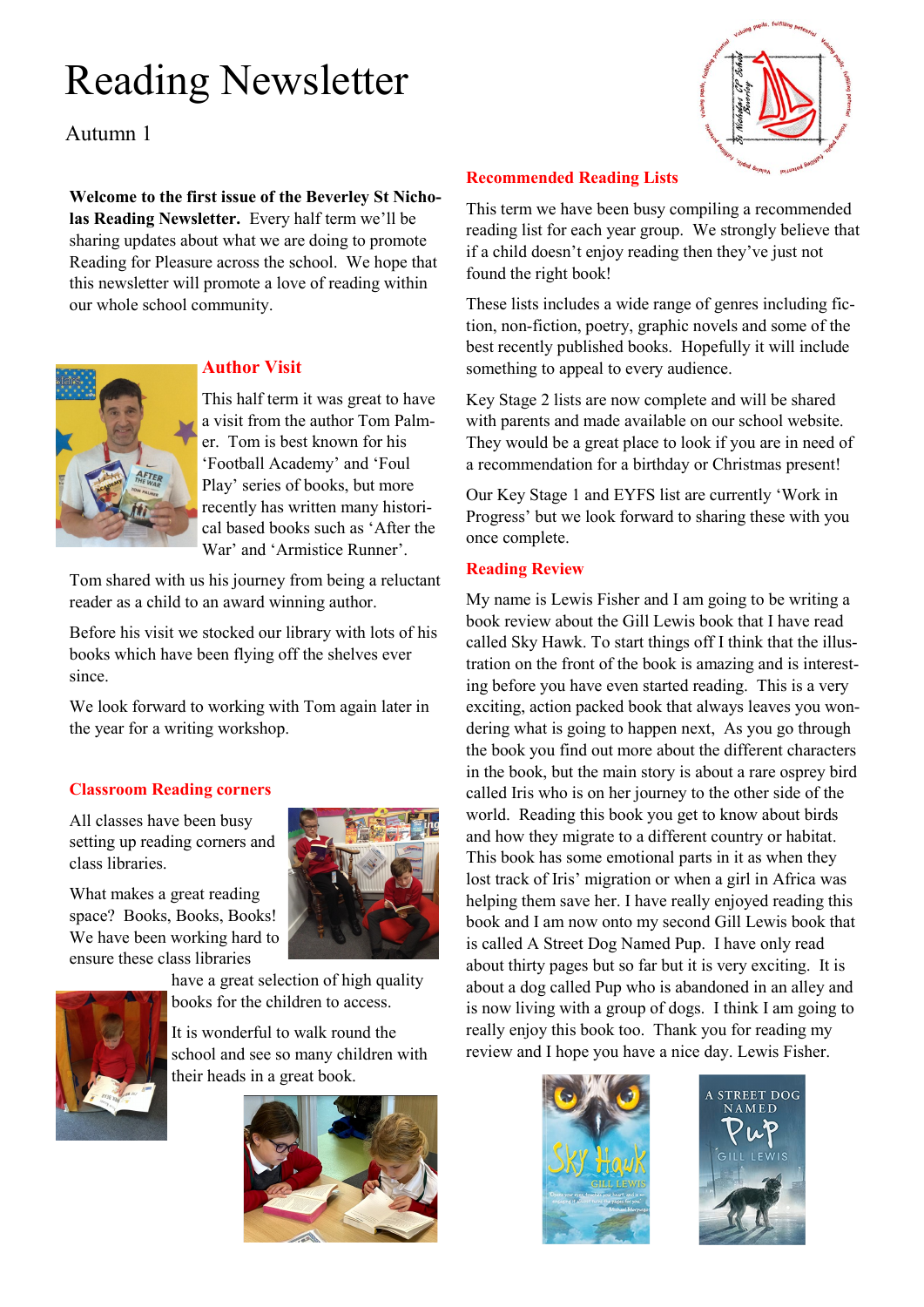# Reading Newsletter

Autumn 1

**Welcome to the first issue of the Beverley St Nicholas Reading Newsletter.** Every half term we'll be sharing updates about what we are doing to promote Reading for Pleasure across the school. We hope that this newsletter will promote a love of reading within our whole school community.

## Author Visit

This half term it was great to have a visit from the author Tom Palmer. Tom is best known for his 'Football Academy' and 'Foul Play' series of books, but more recently has written many historical based books such as 'After the War' and 'Armistice Runner'.

Tom shared with us his journey from being a reluctant reader as a child to an award winning author.

Before his visit we stocked our library with lots of his books which have been flying off the shelves ever since.

We look forward to working with Tom again later in the year for a writing workshop.

## Classroom Reading corners

All classes have been busy setting up reading corners and class libraries.

What makes a great reading space? Books, Books, Books! We have been working hard to ensure these class libraries have a great selection of high quality books for the children to access.

It is wonderful to walk round the school and see so many children with their heads in a great book.

## Recommended Reading Lists

This term we have been busy compiling a recommended reading list for each year group. We strongly believe that if a child doesn't enjoy reading then they've just not found the right book!

These lists includes a wide range of genres including fiction, non-fiction, poetry, graphic novels and some of the best recently published books. Hopefully it will include something to appeal to every audience.

Key Stage 2 lists are now complete and will be shared with parents and made available on our school website. They would be a great place to look if you are in need of a recommendation for a birthday or Christmas present!

Our Key Stage 1 and EYFS list are currently 'Work in Progress' but we look forward to sharing these with you once complete.

## Reading Review

My name is Lewis Fisher and I am going to be writing a book review about the Gill Lewis book that I have read called Sky Hawk. To start things off I think that the illustration on the front of the book is amazing and is interesting before you have even started reading. This is a very exciting, action packed book that always leaves you wondering what is going to happen next, As you go through the book you find out more about the different characters in the book, but the main story is about a rare osprey bird called Iris who is on her journey to the other side of the world. Reading this book you get to know about birds and how they migrate to a different country or habitat. This book has some emotional parts in it as when they lost track of Iris' migration or when a girl in Africa was helping them save her. I have really enjoyed reading this book and I am now onto my second Gill Lewis book that is called A Street Dog Named Pup. I have only read about thirty pages but so far but it is very exciting. It is about a dog called Pup who is abandoned in an alley and is now living with a group of dogs. I think I am going to really enjoy this book too. Thank you for reading my review and I hope you have a nice day. Lewis Fisher.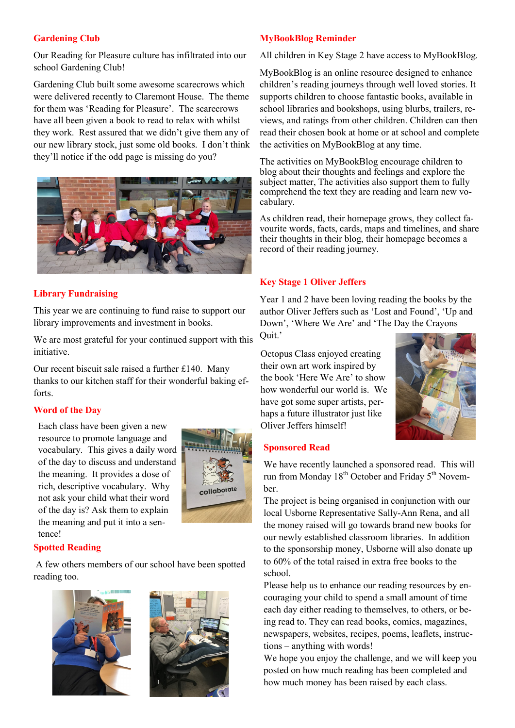## Gardening Club

Our Reading for Pleasure culture has infiltrated into our school Gardening Club!

Gardening Club built some awesome scarecrows which were delivered recently to Claremont House. The theme for them was 'Reading for Pleasure'. The scarecrows have all been given a book to read to relax with whilst they work. Rest assured that we didn't give them any of our new library stock, just some old books. I don't think they'll notice if the odd page is missing do you?

## Library Fundraising

This year we are continuing to fund raise to support our library improvements and investment in books.

We are most grateful for your continued support with this initiative.

Our recent biscuit sale raised a further £140. Many thanks to our kitchen staff for their wonderful baking efforts.

## Word of the Day

Each class have been given a new resource to promote language and vocabulary. This gives a daily word of the day to discuss and understand the meaning. It provides a dose of rich, descriptive vocabulary. Why not ask your child what their word of the day is? Ask them to explain the meaning and put it into a sentence!

## Spotted Reading

A few others members of our school have been spotted reading too.

## MyBookBlog Reminder

All children in Key Stage 2 have access to MyBookBlog.

MyBookBlog is an online resource designed to enhance children's reading journeys through well loved stories. It supports children to choose fantastic books, available in school libraries and bookshops, using blurbs, trailers, reviews, and ratings from other children. Children can then read their chosen book at home or at school and complete the activities on MyBookBlog at any time.

The activities on MyBookBlog encourage children to blog about their thoughts and feelings and explore the subject matter, The activities also support them to fully comprehend the text they are reading and learn new vocabulary.

As children read, their homepage grows, they collect favourite words, facts, cards, maps and timelines, and share their thoughts in their blog, their homepage becomes a record of their reading journey.

## Key Stage 1 Oliver Jeffers

Year 1 and 2 have been loving reading the books by the author Oliver Jeffers such as 'Lost and Found', 'Up and Down', 'Where We Are' and 'The Day the Crayons Quit.'

Octopus Class enjoyed creating their own art work inspired by the book 'Here We Are' to show how wonderful our world is. We have got some super artists, perhaps a future illustrator just like Oliver Jeffers himself!

## Sponsored Read

We have recently launched a sponsored read. This will run from Monday 18th October and Friday 5th November.

The project is being organised in conjunction with our local Usborne Representative Sally-Ann Rena, and all the money raised will go towards brand new books for our newly established classroom libraries. In addition to the sponsorship money, Usborne will also donate up to 60% of the total raised in extra free books to the school.

Please help us to enhance our reading resources by encouraging your child to spend a small amount of time each day either reading to themselves, to others, or being read to. They can read books, comics, magazines, newspapers, websites, recipes, poems, leaflets, instructions – anything with words!

We hope you enjoy the challenge, and we will keep you posted on how much reading has been completed and how much money has been raised by each class.